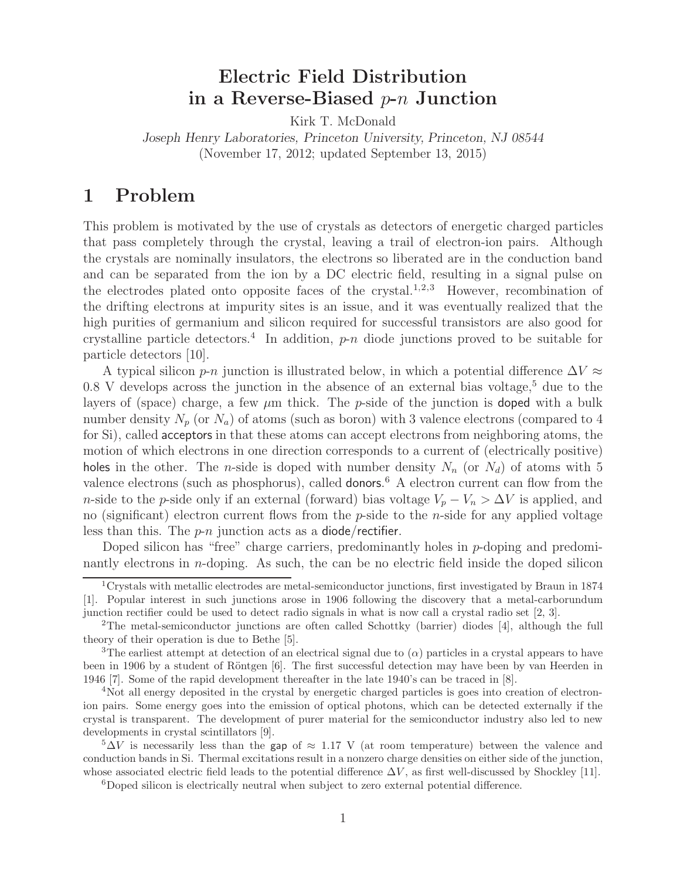# Electric Field Distribution in a Reverse-Biased $p$-$n$ Junction

Kirk T. McDonald

*Joseph Henry Laboratories, Princeton University, Princeton, NJ 08544*

(November 17, 2012; updated September 13, 2015)

## 1 Problem

This problem is motivated by the use of crystals as detectors of energetic charged particles that pass completely through the crystal, leaving a trail of electron-ion pairs. Although the crystals are nominally insulators, the electrons so liberated are in the conduction band and can be separated from the ion by a DC electric field, resulting in a signal pulse on the electrodes plated onto opposite faces of the crystal.[1,2,3] However, recombination of the drifting electrons at impurity sites is an issue, and it was eventually realized that the high purities of germanium and silicon required for successful transistors are also good for crystalline particle detectors.[4] In addition, $p$-$n$ diode junctions proved to be suitable for particle detectors [10].

A typical silicon $p$-$n$ junction is illustrated below, in which a potential difference $\Delta V \approx 0.8$ V develops across the junction in the absence of an external bias voltage,[5] due to the layers of (space) charge, a few $\mu$m thick. The $p$-side of the junction is doped with a bulk number density $N_p$ (or $N_a$) of atoms (such as boron) with 3 valence electrons (compared to 4 for Si), called acceptors in that these atoms can accept electrons from neighboring atoms, the motion of which electrons in one direction corresponds to a current of (electrically positive) holes in the other. The $n$-side is doped with number density $N_n$ (or $N_d$) of atoms with 5 valence electrons (such as phosphorus), called donors.[6] A electron current can flow from the $n$-side to the $p$-side only if an external (forward) bias voltage $V_p - V_n > \Delta V$ is applied, and no (significant) electron current flows from the $p$-side to the $n$-side for any applied voltage less than this. The $p$-$n$ junction acts as a diode/rectifier.

Doped silicon has "free" charge carriers, predominantly holes in $p$-doping and predominantly electrons in $n$-doping. As such, the can be no electric field inside the doped silicon

---

[1] Crystals with metallic electrodes are metal-semiconductor junctions, first investigated by Braun in 1874 [1]. Popular interest in such junctions arose in 1906 following the discovery that a metal-carborundum junction rectifier could be used to detect radio signals in what is now call a crystal radio set [2, 3].

[2] The metal-semiconductor junctions are often called Schottky (barrier) diodes [4], although the full theory of their operation is due to Bethe [5].

[3] The earliest attempt at detection of an electrical signal due to ($\alpha$) particles in a crystal appears to have been in 1906 by a student of Röntgen [6]. The first successful detection may have been by van Heerden in 1946 [7]. Some of the rapid development thereafter in the late 1940's can be traced in [8].

[4] Not all energy deposited in the crystal by energetic charged particles is goes into creation of electron-ion pairs. Some energy goes into the emission of optical photons, which can be detected externally if the crystal is transparent. The development of purer material for the semiconductor industry also led to new developments in crystal scintillators [9].

[5] $\Delta V$ is necessarily less than the gap of $\approx 1.17$ V (at room temperature) between the valence and conduction bands in Si. Thermal excitations result in a nonzero charge densities on either side of the junction, whose associated electric field leads to the potential difference $\Delta V$, as first well-discussed by Shockley [11].

[6] Doped silicon is electrically neutral when subject to zero external potential difference.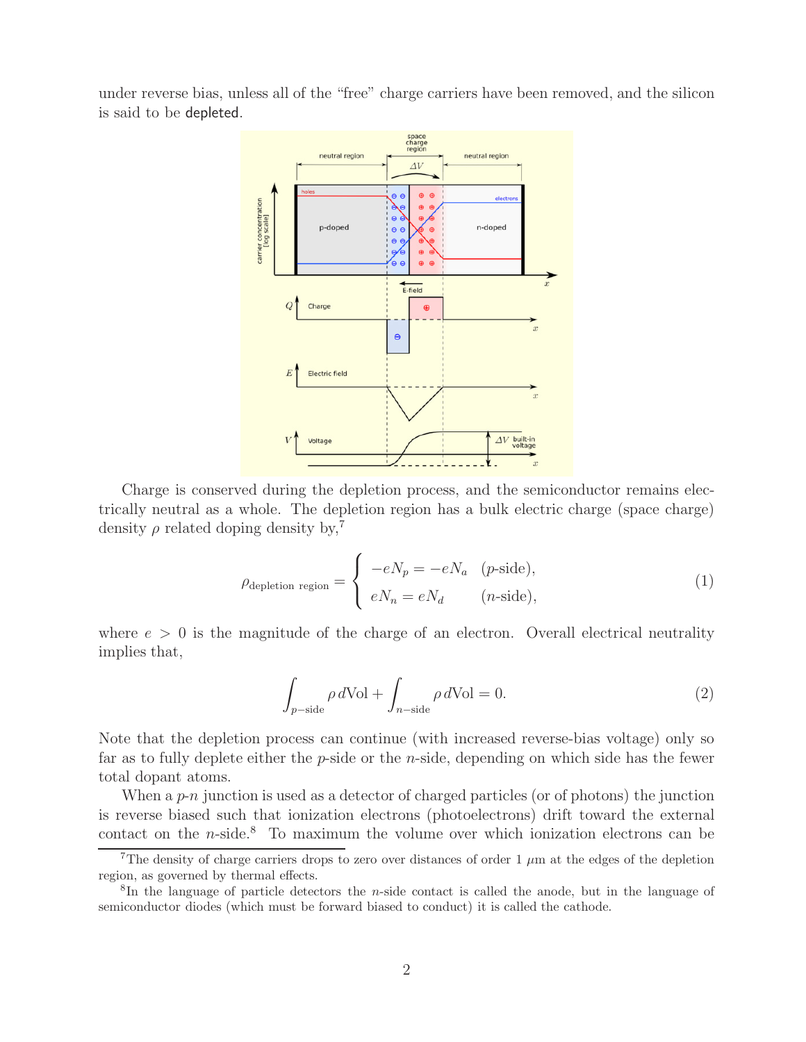under reverse bias, unless all of the "free" charge carriers have been removed, and the silicon is said to be depleted.

Charge is conserved during the depletion process, and the semiconductor remains electrically neutral as a whole. The depletion region has a bulk electric charge (space charge) density $\rho$ related doping density by,[7]

$$\rho_{\text{depletion region}} = \begin{cases} -eN_p = -eN_a & (p\text{-side}), \\ eN_n = eN_d & (n\text{-side}), \end{cases} \tag{1}$$

where $e > 0$ is the magnitude of the charge of an electron. Overall electrical neutrality implies that,

$$\int_{p-\text{side}} \rho \, d\text{Vol} + \int_{n-\text{side}} \rho \, d\text{Vol} = 0. \tag{2}$$

Note that the depletion process can continue (with increased reverse-bias voltage) only so far as to fully deplete either the $p$-side or the $n$-side, depending on which side has the fewer total dopant atoms.

When a $p$-$n$ junction is used as a detector of charged particles (or of photons) the junction is reverse biased such that ionization electrons (photoelectrons) drift toward the external contact on the $n$-side.[8] To maximum the volume over which ionization electrons can be

[7] The density of charge carriers drops to zero over distances of order 1 $\mu$m at the edges of the depletion region, as governed by thermal effects.

[8] In the language of particle detectors the $n$-side contact is called the anode, but in the language of semiconductor diodes (which must be forward biased to conduct) it is called the cathode.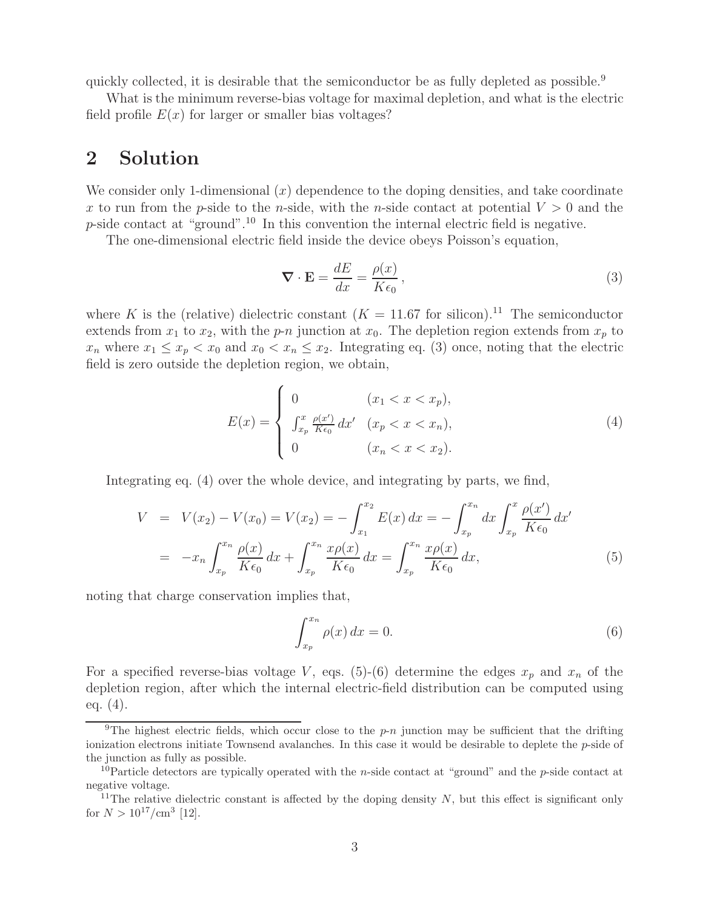quickly collected, it is desirable that the semiconductor be as fully depleted as possible.[9]

What is the minimum reverse-bias voltage for maximal depletion, and what is the electric field profile $E(x)$ for larger or smaller bias voltages?

## 2 Solution

We consider only 1-dimensional ($x$) dependence to the doping densities, and take coordinate $x$ to run from the $p$-side to the $n$-side, with the $n$-side contact at potential $V > 0$ and the $p$-side contact at "ground".[10] In this convention the internal electric field is negative.

The one-dimensional electric field inside the device obeys Poisson's equation,

$$\boldsymbol{\nabla} \cdot \mathbf{E} = \frac{dE}{dx} = \frac{\rho(x)}{K\epsilon_0}\,, \tag{3}$$

where $K$ is the (relative) dielectric constant ($K = 11.67$ for silicon).[11] The semiconductor extends from $x_1$ to $x_2$, with the $p$-$n$ junction at $x_0$. The depletion region extends from $x_p$ to $x_n$ where $x_1 \le x_p < x_0$ and $x_0 < x_n \le x_2$. Integrating eq. (3) once, noting that the electric field is zero outside the depletion region, we obtain,

$$E(x) = \left\{ \begin{array}{ll} 0 & (x_1 < x < x_p), \\ \int_{x_p}^{x} \frac{\rho(x')}{K\epsilon_0}\,dx' & (x_p < x < x_n), \\ 0 & (x_n < x < x_2). \end{array} \right. \tag{4}$$

Integrating eq. (4) over the whole device, and integrating by parts, we find,

$$\begin{aligned} V &= V(x_2) - V(x_0) = V(x_2) = -\int_{x_1}^{x_2} E(x)\,dx = -\int_{x_p}^{x_n} dx \int_{x_p}^{x} \frac{\rho(x')}{K\epsilon_0}\,dx' \\ &= -x_n \int_{x_p}^{x_n} \frac{\rho(x)}{K\epsilon_0}\,dx + \int_{x_p}^{x_n} \frac{x\rho(x)}{K\epsilon_0}\,dx = \int_{x_p}^{x_n} \frac{x\rho(x)}{K\epsilon_0}\,dx, \end{aligned} \tag{5}$$

noting that charge conservation implies that,

$$\int_{x_p}^{x_n} \rho(x)\,dx = 0. \tag{6}$$

For a specified reverse-bias voltage $V$, eqs. (5)-(6) determine the edges $x_p$ and $x_n$ of the depletion region, after which the internal electric-field distribution can be computed using eq. (4).

---

[9] The highest electric fields, which occur close to the $p$-$n$ junction may be sufficient that the drifting ionization electrons initiate Townsend avalanches. In this case it would be desirable to deplete the $p$-side of the junction as fully as possible.

[10] Particle detectors are typically operated with the $n$-side contact at "ground" and the $p$-side contact at negative voltage.

[11] The relative dielectric constant is affected by the doping density $N$, but this effect is significant only for $N > 10^{17}/\text{cm}^3$ [12].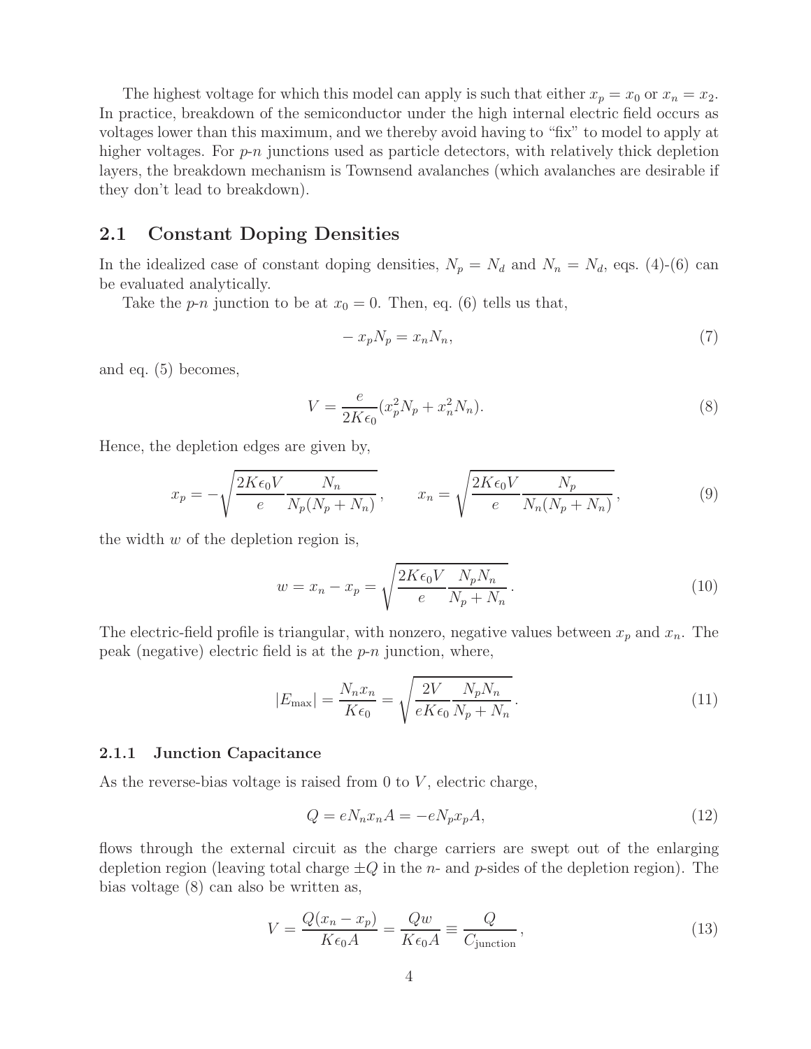The highest voltage for which this model can apply is such that either $x_p = x_0$ or $x_n = x_2$. In practice, breakdown of the semiconductor under the high internal electric field occurs as voltages lower than this maximum, and we thereby avoid having to "fix" to model to apply at higher voltages. For *p*-*n* junctions used as particle detectors, with relatively thick depletion layers, the breakdown mechanism is Townsend avalanches (which avalanches are desirable if they don't lead to breakdown).

## 2.1 Constant Doping Densities

In the idealized case of constant doping densities, $N_p = N_d$ and $N_n = N_d$, eqs. (4)-(6) can be evaluated analytically.

Take the *p*-*n* junction to be at $x_0 = 0$. Then, eq. (6) tells us that,

$$-x_p N_p = x_n N_n, \tag{7}$$

and eq. (5) becomes,

$$V = \frac{e}{2K\epsilon_0}(x_p^2 N_p + x_n^2 N_n). \tag{8}$$

Hence, the depletion edges are given by,

$$x_p = -\sqrt{\frac{2K\epsilon_0 V}{e}\frac{N_n}{N_p(N_p + N_n)}}, \qquad x_n = \sqrt{\frac{2K\epsilon_0 V}{e}\frac{N_p}{N_n(N_p + N_n)}}, \tag{9}$$

the width $w$ of the depletion region is,

$$w = x_n - x_p = \sqrt{\frac{2K\epsilon_0 V}{e}\frac{N_p N_n}{N_p + N_n}}. \tag{10}$$

The electric-field profile is triangular, with nonzero, negative values between $x_p$ and $x_n$. The peak (negative) electric field is at the *p*-*n* junction, where,

$$|E_{\max}| = \frac{N_n x_n}{K\epsilon_0} = \sqrt{\frac{2V}{eK\epsilon_0}\frac{N_p N_n}{N_p + N_n}}. \tag{11}$$

### 2.1.1 Junction Capacitance

As the reverse-bias voltage is raised from 0 to $V$, electric charge,

$$Q = eN_n x_n A = -eN_p x_p A, \tag{12}$$

flows through the external circuit as the charge carriers are swept out of the enlarging depletion region (leaving total charge $\pm Q$ in the *n*- and *p*-sides of the depletion region). The bias voltage (8) can also be written as,

$$V = \frac{Q(x_n - x_p)}{K\epsilon_0 A} = \frac{Qw}{K\epsilon_0 A} \equiv \frac{Q}{C_{\text{junction}}}, \tag{13}$$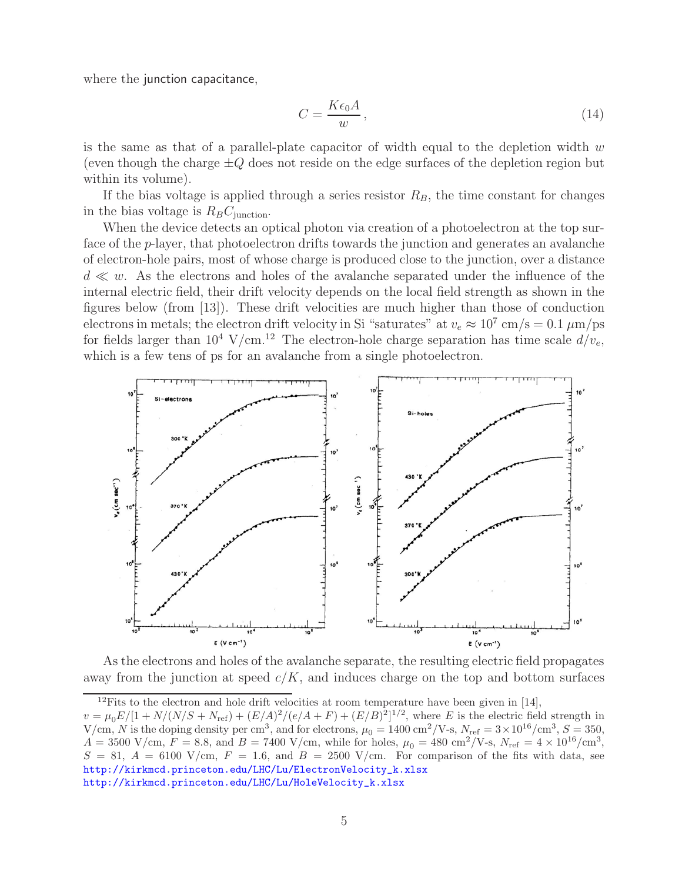where the junction capacitance,

$$C = \frac{K\epsilon_0 A}{w}, \tag{14}$$

is the same as that of a parallel-plate capacitor of width equal to the depletion width $w$ (even though the charge $\pm Q$ does not reside on the edge surfaces of the depletion region but within its volume).

If the bias voltage is applied through a series resistor $R_B$, the time constant for changes in the bias voltage is $R_B C_{\rm junction}$.

When the device detects an optical photon via creation of a photoelectron at the top surface of the $p$-layer, that photoelectron drifts towards the junction and generates an avalanche of electron-hole pairs, most of whose charge is produced close to the junction, over a distance $d \ll w$. As the electrons and holes of the avalanche separated under the influence of the internal electric field, their drift velocity depends on the local field strength as shown in the figures below (from [13]). These drift velocities are much higher than those of conduction electrons in metals; the electron drift velocity in Si "saturates" at $v_e \approx 10^7$ cm/s = 0.1 $\mu$m/ps for fields larger than $10^4$ V/cm.[12] The electron-hole charge separation has time scale $d/v_e$, which is a few tens of ps for an avalanche from a single photoelectron.

As the electrons and holes of the avalanche separate, the resulting electric field propagates away from the junction at speed $c/K$, and induces charge on the top and bottom surfaces

[12]Fits to the electron and hole drift velocities at room temperature have been given in [14], $v = \mu_0 E/[1 + N/(N/S + N_{\rm ref}) + (E/A)^2/(e/A + F) + (E/B)^2]^{1/2}$, where $E$ is the electric field strength in V/cm, $N$ is the doping density per cm$^3$, and for electrons, $\mu_0 = 1400$ cm$^2$/V-s, $N_{\rm ref} = 3 \times 10^{16}$/cm$^3$, $S = 350$, $A = 3500$ V/cm, $F = 8.8$, and $B = 7400$ V/cm, while for holes, $\mu_0 = 480$ cm$^2$/V-s, $N_{\rm ref} = 4 \times 10^{16}$/cm$^3$, $S = 81$, $A = 6100$ V/cm, $F = 1.6$, and $B = 2500$ V/cm. For comparison of the fits with data, see
http://kirkmcd.princeton.edu/LHC/Lu/ElectronVelocity_k.xlsx
http://kirkmcd.princeton.edu/LHC/Lu/HoleVelocity_k.xlsx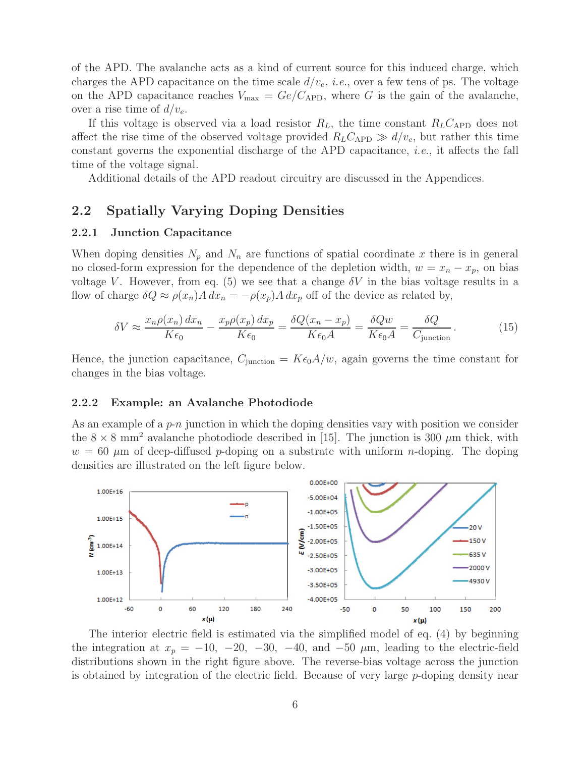of the APD. The avalanche acts as a kind of current source for this induced charge, which charges the APD capacitance on the time scale $d/v_e$, *i.e.*, over a few tens of ps. The voltage on the APD capacitance reaches $V_{\rm max} = Ge/C_{\rm APD}$, where $G$ is the gain of the avalanche, over a rise time of $d/v_e$.

If this voltage is observed via a load resistor $R_L$, the time constant $R_L C_{\rm APD}$ does not affect the rise time of the observed voltage provided $R_L C_{\rm APD} \gg d/v_e$, but rather this time constant governs the exponential discharge of the APD capacitance, *i.e.*, it affects the fall time of the voltage signal.

Additional details of the APD readout circuitry are discussed in the Appendices.

## 2.2 Spatially Varying Doping Densities

### 2.2.1 Junction Capacitance

When doping densities $N_p$ and $N_n$ are functions of spatial coordinate $x$ there is in general no closed-form expression for the dependence of the depletion width, $w = x_n - x_p$, on bias voltage $V$. However, from eq. (5) we see that a change $\delta V$ in the bias voltage results in a flow of charge $\delta Q \approx \rho(x_n) A\, dx_n = -\rho(x_p) A\, dx_p$ off of the device as related by,

$$\delta V \approx \frac{x_n \rho(x_n)\, dx_n}{K\epsilon_0} - \frac{x_p \rho(x_p)\, dx_p}{K\epsilon_0} = \frac{\delta Q (x_n - x_p)}{K\epsilon_0 A} = \frac{\delta Q w}{K\epsilon_0 A} = \frac{\delta Q}{C_{\rm junction}}. \tag{15}$$

Hence, the junction capacitance, $C_{\rm junction} = K\epsilon_0 A/w$, again governs the time constant for changes in the bias voltage.

### 2.2.2 Example: an Avalanche Photodiode

As an example of a *p*-*n* junction in which the doping densities vary with position we consider the $8 \times 8$ mm$^2$ avalanche photodiode described in [15]. The junction is 300 $\mu$m thick, with $w = 60$ $\mu$m of deep-diffused *p*-doping on a substrate with uniform *n*-doping. The doping densities are illustrated on the left figure below.

The interior electric field is estimated via the simplified model of eq. (4) by beginning the integration at $x_p = -10,\ -20,\ -30,\ -40,$ and $-50$ $\mu$m, leading to the electric-field distributions shown in the right figure above. The reverse-bias voltage across the junction is obtained by integration of the electric field. Because of very large *p*-doping density near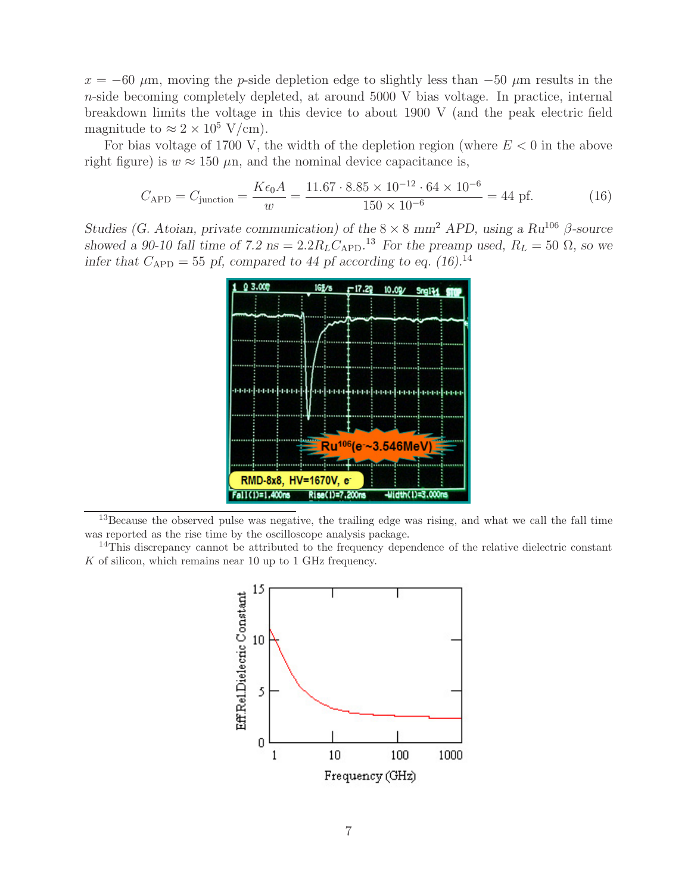$x = -60$ $\mu$m, moving the $p$-side depletion edge to slightly less than $-50$ $\mu$m results in the $n$-side becoming completely depleted, at around 5000 V bias voltage. In practice, internal breakdown limits the voltage in this device to about 1900 V (and the peak electric field magnitude to $\approx 2 \times 10^5$ V/cm).

For bias voltage of 1700 V, the width of the depletion region (where $E < 0$ in the above right figure) is $w \approx 150$ $\mu$n, and the nominal device capacitance is,

$$C_{\rm APD} = C_{\rm junction} = \frac{K\epsilon_0 A}{w} = \frac{11.67 \cdot 8.85 \times 10^{-12} \cdot 64 \times 10^{-6}}{150 \times 10^{-6}} = 44 \text{ pf.} \tag{16}$$

*Studies (G. Atoian, private communication) of the* $8 \times 8$ mm$^2$ *APD, using a* $Ru^{106}$ $\beta$*-source showed a 90-10 fall time of 7.2 ns =* $2.2 R_L C_{\rm APD}$.[13] *For the preamp used,* $R_L = 50$ $\Omega$*, so we infer that* $C_{\rm APD} = 55$ *pf, compared to 44 pf according to eq. (16).*[14]

---

[13] Because the observed pulse was negative, the trailing edge was rising, and what we call the fall time was reported as the rise time by the oscilloscope analysis package.

[14] This discrepancy cannot be attributed to the frequency dependence of the relative dielectric constant $K$ of silicon, which remains near 10 up to 1 GHz frequency.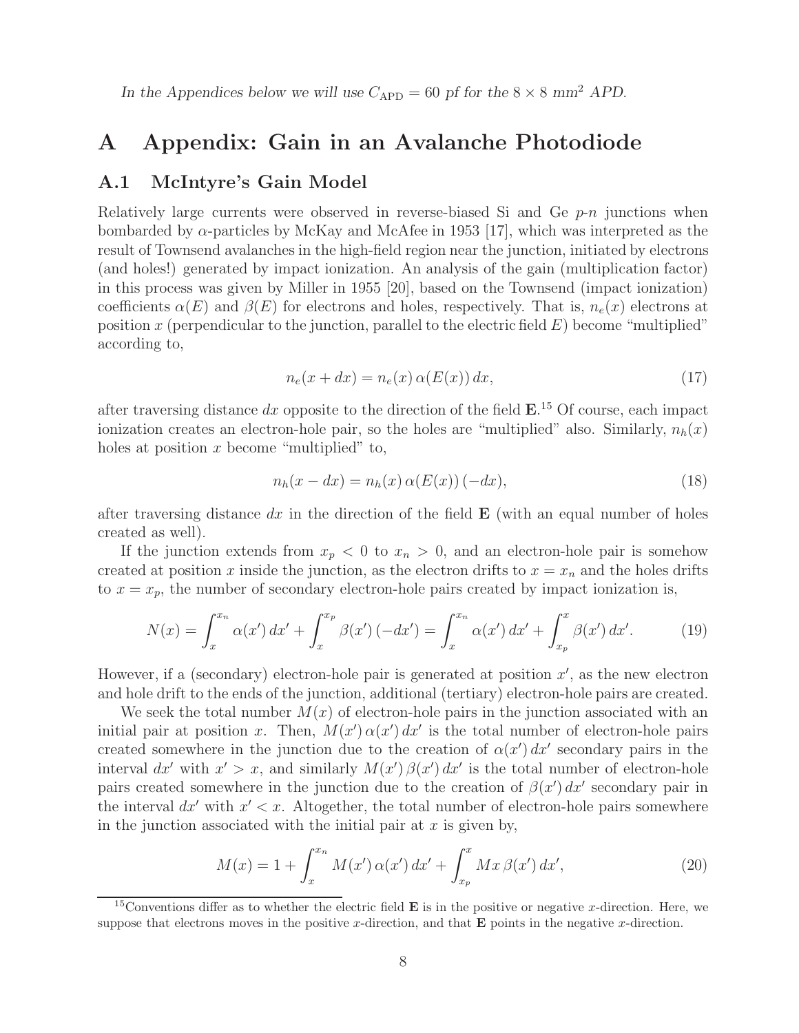*In the Appendices below we will use $C_{\rm APD} = 60$ pf for the $8 \times 8$ mm$^2$ APD.*

# A Appendix: Gain in an Avalanche Photodiode

## A.1 McIntyre's Gain Model

Relatively large currents were observed in reverse-biased Si and Ge *p-n* junctions when bombarded by $\alpha$-particles by McKay and McAfee in 1953 [17], which was interpreted as the result of Townsend avalanches in the high-field region near the junction, initiated by electrons (and holes!) generated by impact ionization. An analysis of the gain (multiplication factor) in this process was given by Miller in 1955 [20], based on the Townsend (impact ionization) coefficients $\alpha(E)$ and $\beta(E)$ for electrons and holes, respectively. That is, $n_e(x)$ electrons at position $x$ (perpendicular to the junction, parallel to the electric field $E$) become "multiplied" according to,

$$n_e(x + dx) = n_e(x)\,\alpha(E(x))\,dx, \tag{17}$$

after traversing distance $dx$ opposite to the direction of the field $\mathbf{E}$.[15] Of course, each impact ionization creates an electron-hole pair, so the holes are "multiplied" also. Similarly, $n_h(x)$ holes at position $x$ become "multiplied" to,

$$n_h(x - dx) = n_h(x)\,\alpha(E(x))\,(-dx), \tag{18}$$

after traversing distance $dx$ in the direction of the field $\mathbf{E}$ (with an equal number of holes created as well).

If the junction extends from $x_p < 0$ to $x_n > 0$, and an electron-hole pair is somehow created at position $x$ inside the junction, as the electron drifts to $x = x_n$ and the holes drifts to $x = x_p$, the number of secondary electron-hole pairs created by impact ionization is,

$$N(x) = \int_x^{x_n} \alpha(x')\,dx' + \int_x^{x_p} \beta(x')\,(-dx') = \int_x^{x_n} \alpha(x')\,dx' + \int_{x_p}^{x} \beta(x')\,dx'. \tag{19}$$

However, if a (secondary) electron-hole pair is generated at position $x'$, as the new electron and hole drift to the ends of the junction, additional (tertiary) electron-hole pairs are created.

We seek the total number $M(x)$ of electron-hole pairs in the junction associated with an initial pair at position $x$. Then, $M(x')\,\alpha(x')\,dx'$ is the total number of electron-hole pairs created somewhere in the junction due to the creation of $\alpha(x')\,dx'$ secondary pairs in the interval $dx'$ with $x' > x$, and similarly $M(x')\,\beta(x')\,dx'$ is the total number of electron-hole pairs created somewhere in the junction due to the creation of $\beta(x')\,dx'$ secondary pair in the interval $dx'$ with $x' < x$. Altogether, the total number of electron-hole pairs somewhere in the junction associated with the initial pair at $x$ is given by,

$$M(x) = 1 + \int_x^{x_n} M(x')\,\alpha(x')\,dx' + \int_{x_p}^{x} Mx\,\beta(x')\,dx', \tag{20}$$

[15] Conventions differ as to whether the electric field $\mathbf{E}$ is in the positive or negative $x$-direction. Here, we suppose that electrons moves in the positive $x$-direction, and that $\mathbf{E}$ points in the negative $x$-direction.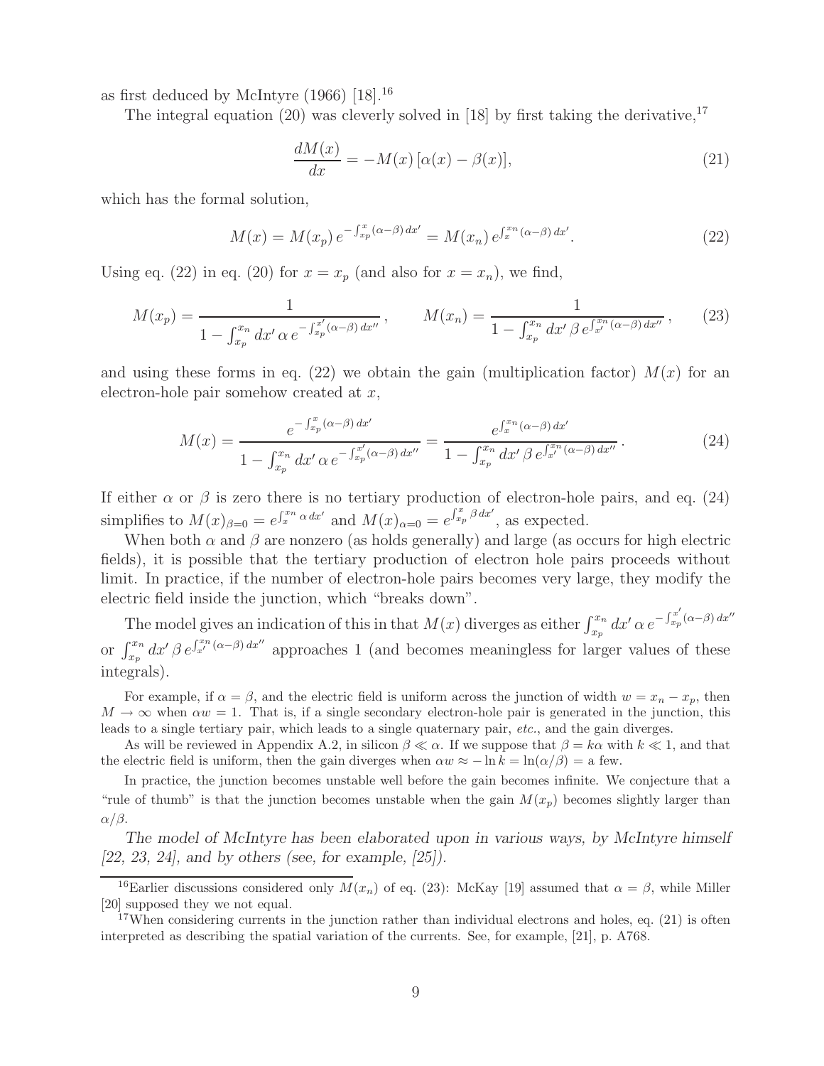as first deduced by McIntyre (1966) [18].[16]

The integral equation (20) was cleverly solved in [18] by first taking the derivative,[17]

$$\frac{dM(x)}{dx} = -M(x)\,[\alpha(x) - \beta(x)], \tag{21}$$

which has the formal solution,

$$M(x) = M(x_p)\, e^{-\int_{x_p}^{x} (\alpha-\beta)\, dx'} = M(x_n)\, e^{\int_{x}^{x_n} (\alpha-\beta)\, dx'}. \tag{22}$$

Using eq. (22) in eq. (20) for $x = x_p$ (and also for $x = x_n$), we find,

$$M(x_p) = \frac{1}{1 - \int_{x_p}^{x_n} dx'\, \alpha\, e^{-\int_{x_p}^{x'} (\alpha-\beta)\, dx''}}, \qquad M(x_n) = \frac{1}{1 - \int_{x_p}^{x_n} dx'\, \beta\, e^{\int_{x'}^{x_n} (\alpha-\beta)\, dx''}}, \tag{23}$$

and using these forms in eq. (22) we obtain the gain (multiplication factor) $M(x)$ for an electron-hole pair somehow created at $x$,

$$M(x) = \frac{e^{-\int_{x_p}^{x} (\alpha-\beta)\, dx'}}{1 - \int_{x_p}^{x_n} dx'\, \alpha\, e^{-\int_{x_p}^{x'} (\alpha-\beta)\, dx''}} = \frac{e^{\int_{x}^{x_n} (\alpha-\beta)\, dx'}}{1 - \int_{x_p}^{x_n} dx'\, \beta\, e^{\int_{x'}^{x_n} (\alpha-\beta)\, dx''}}. \tag{24}$$

If either $\alpha$ or $\beta$ is zero there is no tertiary production of electron-hole pairs, and eq. (24) simplifies to $M(x)_{\beta=0} = e^{\int_{x}^{x_n} \alpha\, dx'}$ and $M(x)_{\alpha=0} = e^{\int_{x_p}^{x} \beta\, dx'}$, as expected.

When both $\alpha$ and $\beta$ are nonzero (as holds generally) and large (as occurs for high electric fields), it is possible that the tertiary production of electron hole pairs proceeds without limit. In practice, if the number of electron-hole pairs becomes very large, they modify the electric field inside the junction, which "breaks down".

The model gives an indication of this in that $M(x)$ diverges as either $\int_{x_p}^{x_n} dx'\, \alpha\, e^{-\int_{x_p}^{x'} (\alpha-\beta)\, dx''}$ or $\int_{x_p}^{x_n} dx'\, \beta\, e^{\int_{x'}^{x_n} (\alpha-\beta)\, dx''}$ approaches 1 (and becomes meaningless for larger values of these integrals).

For example, if $\alpha = \beta$, and the electric field is uniform across the junction of width $w = x_n - x_p$, then $M \to \infty$ when $\alpha w = 1$. That is, if a single secondary electron-hole pair is generated in the junction, this leads to a single tertiary pair, which leads to a single quaternary pair, *etc.*, and the gain diverges.

As will be reviewed in Appendix A.2, in silicon $\beta \ll \alpha$. If we suppose that $\beta = k\alpha$ with $k \ll 1$, and that the electric field is uniform, then the gain diverges when $\alpha w \approx -\ln k = \ln(\alpha/\beta) =$ a few.

In practice, the junction becomes unstable well before the gain becomes infinite. We conjecture that a "rule of thumb" is that the junction becomes unstable when the gain $M(x_p)$ becomes slightly larger than $\alpha/\beta$.

*The model of McIntyre has been elaborated upon in various ways, by McIntyre himself [22, 23, 24], and by others (see, for example, [25]).*

[16] Earlier discussions considered only $M(x_n)$ of eq. (23): McKay [19] assumed that $\alpha = \beta$, while Miller [20] supposed they we not equal.

[17] When considering currents in the junction rather than individual electrons and holes, eq. (21) is often interpreted as describing the spatial variation of the currents. See, for example, [21], p. A768.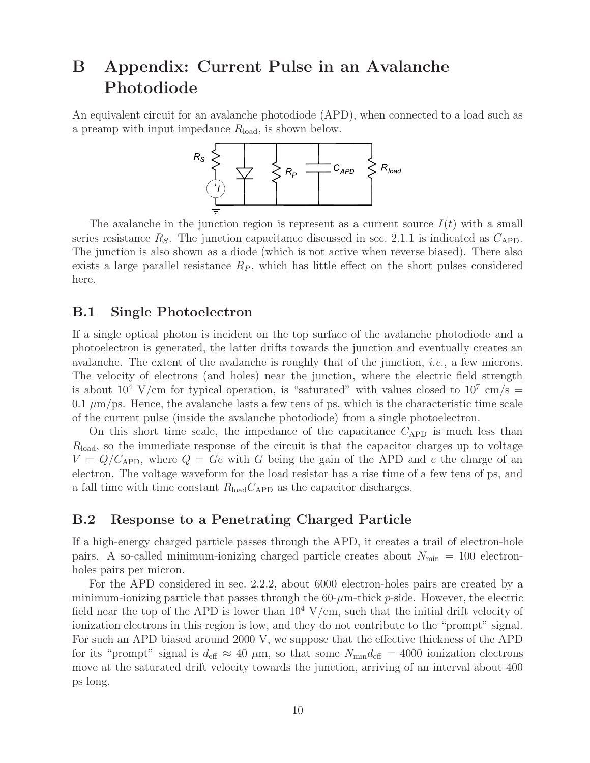# B Appendix: Current Pulse in an Avalanche Photodiode

An equivalent circuit for an avalanche photodiode (APD), when connected to a load such as a preamp with input impedance $R_{\text{load}}$, is shown below.

The avalanche in the junction region is represent as a current source $I(t)$ with a small series resistance $R_S$. The junction capacitance discussed in sec. 2.1.1 is indicated as $C_{\text{APD}}$. The junction is also shown as a diode (which is not active when reverse biased). There also exists a large parallel resistance $R_P$, which has little effect on the short pulses considered here.

## B.1 Single Photoelectron

If a single optical photon is incident on the top surface of the avalanche photodiode and a photoelectron is generated, the latter drifts towards the junction and eventually creates an avalanche. The extent of the avalanche is roughly that of the junction, *i.e.*, a few microns. The velocity of electrons (and holes) near the junction, where the electric field strength is about $10^4$ V/cm for typical operation, is "saturated" with values closed to $10^7$ cm/s = 0.1 $\mu$m/ps. Hence, the avalanche lasts a few tens of ps, which is the characteristic time scale of the current pulse (inside the avalanche photodiode) from a single photoelectron.

On this short time scale, the impedance of the capacitance $C_{\text{APD}}$ is much less than $R_{\text{load}}$, so the immediate response of the circuit is that the capacitor charges up to voltage $V = Q/C_{\text{APD}}$, where $Q = Ge$ with $G$ being the gain of the APD and $e$ the charge of an electron. The voltage waveform for the load resistor has a rise time of a few tens of ps, and a fall time with time constant $R_{\text{load}}C_{\text{APD}}$ as the capacitor discharges.

## B.2 Response to a Penetrating Charged Particle

If a high-energy charged particle passes through the APD, it creates a trail of electron-hole pairs. A so-called minimum-ionizing charged particle creates about $N_{\min} = 100$ electron-holes pairs per micron.

For the APD considered in sec. 2.2.2, about 6000 electron-holes pairs are created by a minimum-ionizing particle that passes through the 60-$\mu$m-thick $p$-side. However, the electric field near the top of the APD is lower than $10^4$ V/cm, such that the initial drift velocity of ionization electrons in this region is low, and they do not contribute to the "prompt" signal. For such an APD biased around 2000 V, we suppose that the effective thickness of the APD for its "prompt" signal is $d_{\text{eff}} \approx 40$ $\mu$m, so that some $N_{\min}d_{\text{eff}} = 4000$ ionization electrons move at the saturated drift velocity towards the junction, arriving of an interval about 400 ps long.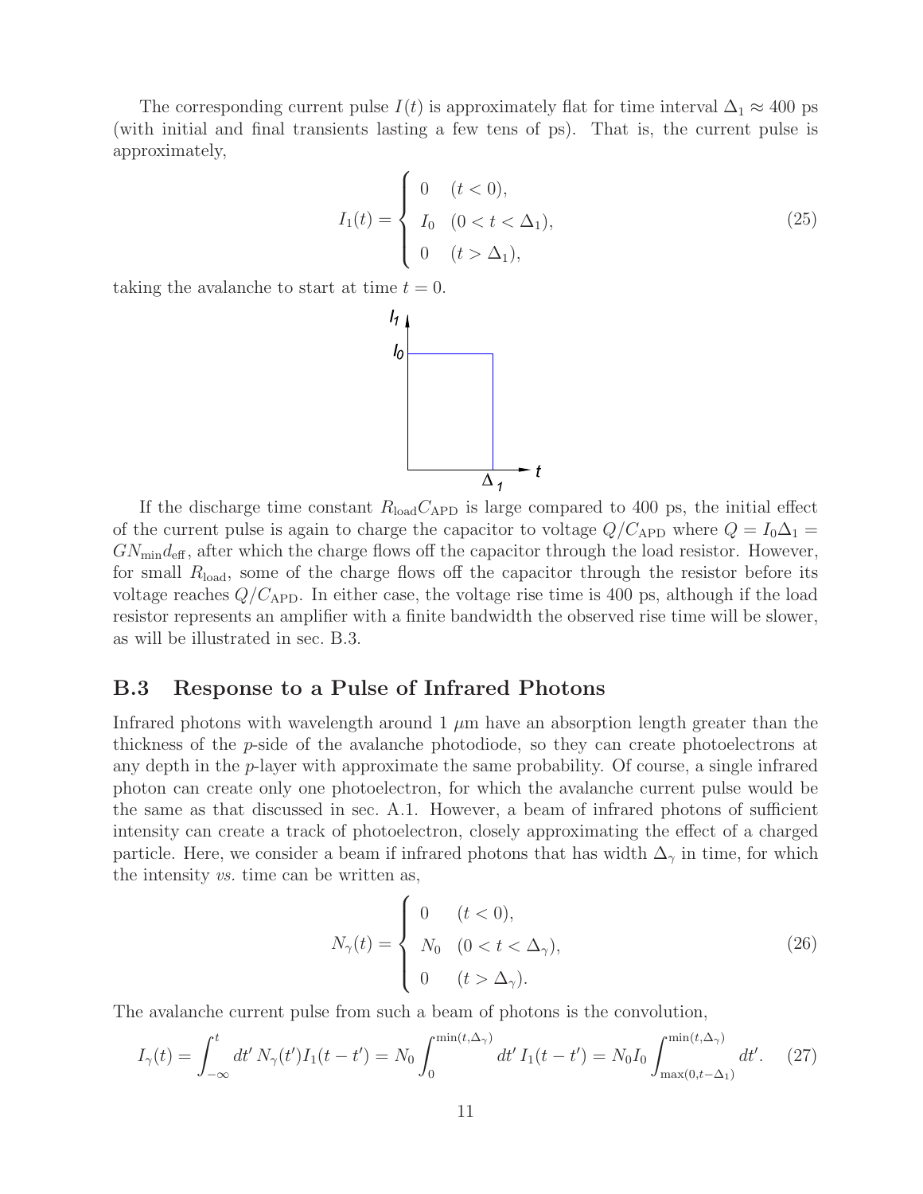The corresponding current pulse $I(t)$ is approximately flat for time interval $\Delta_1 \approx 400$ ps (with initial and final transients lasting a few tens of ps). That is, the current pulse is approximately,

$$
I_1(t) = \begin{cases} 0 & (t < 0), \\ I_0 & (0 < t < \Delta_1), \\ 0 & (t > \Delta_1), \end{cases} \tag{25}
$$

taking the avalanche to start at time $t = 0$.

If the discharge time constant $R_{\rm load} C_{\rm APD}$ is large compared to 400 ps, the initial effect of the current pulse is again to charge the capacitor to voltage $Q/C_{\rm APD}$ where $Q = I_0 \Delta_1 = G N_{\rm min} d_{\rm eff}$, after which the charge flows off the capacitor through the load resistor. However, for small $R_{\rm load}$, some of the charge flows off the capacitor through the resistor before its voltage reaches $Q/C_{\rm APD}$. In either case, the voltage rise time is 400 ps, although if the load resistor represents an amplifier with a finite bandwidth the observed rise time will be slower, as will be illustrated in sec. B.3.

## B.3 Response to a Pulse of Infrared Photons

Infrared photons with wavelength around 1 $\mu$m have an absorption length greater than the thickness of the *p*-side of the avalanche photodiode, so they can create photoelectrons at any depth in the *p*-layer with approximate the same probability. Of course, a single infrared photon can create only one photoelectron, for which the avalanche current pulse would be the same as that discussed in sec. A.1. However, a beam of infrared photons of sufficient intensity can create a track of photoelectron, closely approximating the effect of a charged particle. Here, we consider a beam if infrared photons that has width $\Delta_\gamma$ in time, for which the intensity *vs.* time can be written as,

$$
N_\gamma(t) = \begin{cases} 0 & (t < 0), \\ N_0 & (0 < t < \Delta_\gamma), \\ 0 & (t > \Delta_\gamma). \end{cases} \tag{26}
$$

The avalanche current pulse from such a beam of photons is the convolution,

$$
I_\gamma(t) = \int_{-\infty}^{t} dt' \, N_\gamma(t') I_1(t - t') = N_0 \int_0^{\min(t,\Delta_\gamma)} dt' \, I_1(t - t') = N_0 I_0 \int_{\max(0,t-\Delta_1)}^{\min(t,\Delta_\gamma)} dt'. \tag{27}
$$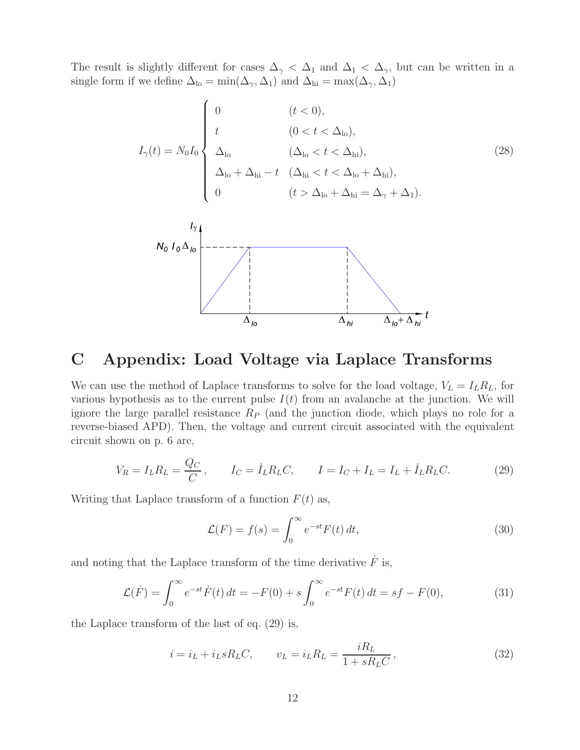The result is slightly different for cases $\Delta_\gamma < \Delta_1$ and $\Delta_1 < \Delta_\gamma$, but can be written in a single form if we define $\Delta_{\rm lo} = \min(\Delta_\gamma, \Delta_1)$ and $\Delta_{\rm hi} = \max(\Delta_\gamma, \Delta_1)$

$$
I_\gamma(t) = N_0 I_0 \begin{cases} 0 & (t < 0), \\ t & (0 < t < \Delta_{\rm lo}), \\ \Delta_{\rm lo} & (\Delta_{\rm lo} < t < \Delta_{\rm hi}), \\ \Delta_{\rm lo} + \Delta_{\rm hi} - t & (\Delta_{\rm hi} < t < \Delta_{\rm lo} + \Delta_{\rm hi}), \\ 0 & (t > \Delta_{\rm lo} + \Delta_{\rm hi} = \Delta_\gamma + \Delta_1). \end{cases} \tag{28}
$$

# C Appendix: Load Voltage via Laplace Transforms

We can use the method of Laplace transforms to solve for the load voltage, $V_L = I_L R_L$, for various hypothesis as to the current pulse $I(t)$ from an avalanche at the junction. We will ignore the large parallel resistance $R_P$ (and the junction diode, which plays no role for a reverse-biased APD). Then, the voltage and current circuit associated with the equivalent circuit shown on p. 6 are,

$$
V_R = I_L R_L = \frac{Q_C}{C}, \qquad I_C = \dot{I}_L R_L C, \qquad I = I_C + I_L = I_L + \dot{I}_L R_L C. \tag{29}
$$

Writing that Laplace transform of a function $F(t)$ as,

$$
\mathcal{L}(F) = f(s) = \int_0^\infty e^{-st} F(t)\, dt, \tag{30}
$$

and noting that the Laplace transform of the time derivative $\dot{F}$ is,

$$
\mathcal{L}(\dot{F}) = \int_0^\infty e^{-st} \dot{F}(t)\, dt = -F(0) + s \int_0^\infty e^{-st} F(t)\, dt = sf - F(0), \tag{31}
$$

the Laplace transform of the last of eq. (29) is,

$$
i = i_L + i_L s R_L C, \qquad v_L = i_L R_L = \frac{i R_L}{1 + s R_L C}, \tag{32}
$$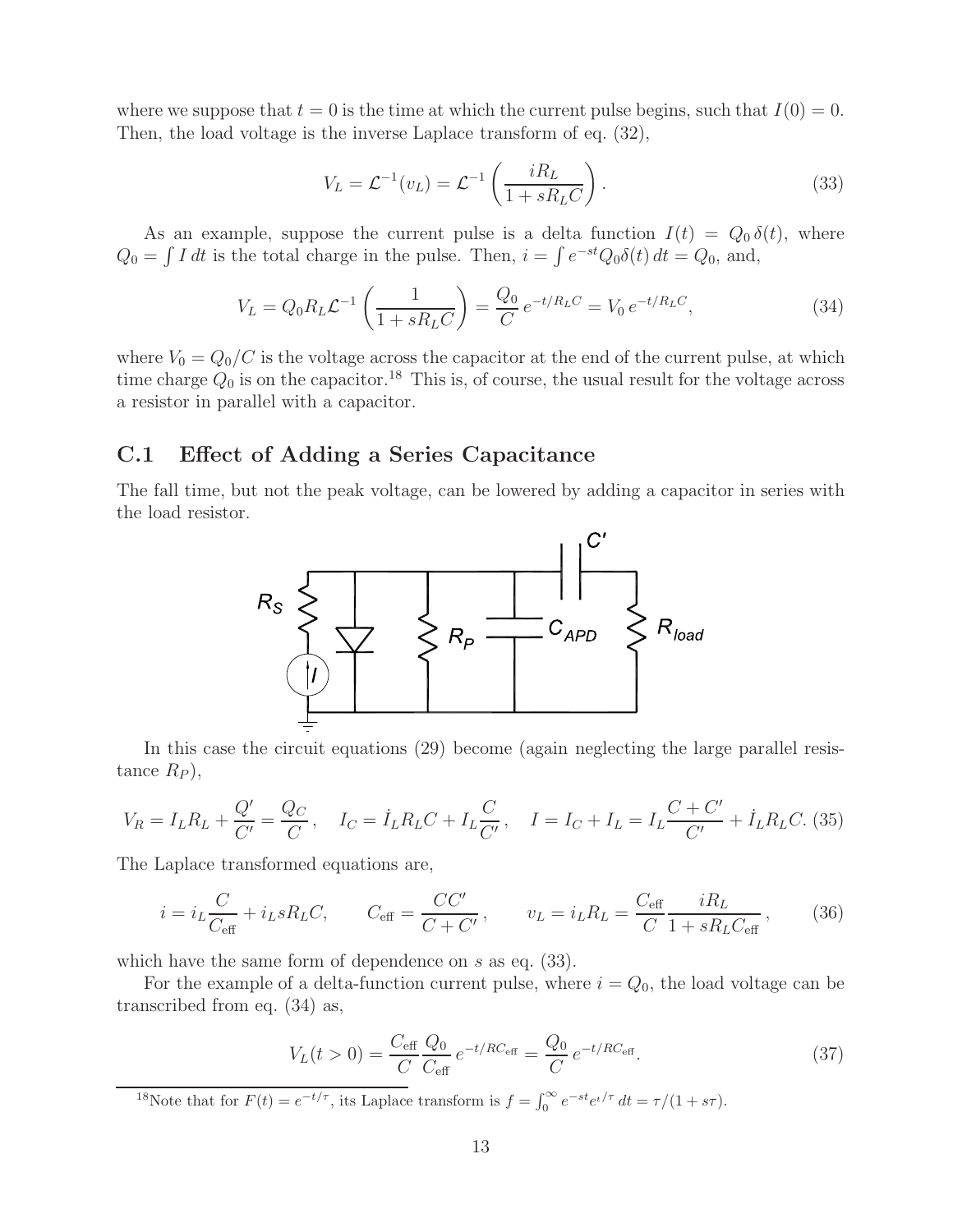where we suppose that $t = 0$ is the time at which the current pulse begins, such that $I(0) = 0$. Then, the load voltage is the inverse Laplace transform of eq. (32),

$$V_L = \mathcal{L}^{-1}(v_L) = \mathcal{L}^{-1}\left(\frac{iR_L}{1 + sR_LC}\right). \tag{33}$$

As an example, suppose the current pulse is a delta function $I(t) = Q_0\,\delta(t)$, where $Q_0 = \int I\,dt$ is the total charge in the pulse. Then, $i = \int e^{-st} Q_0 \delta(t)\,dt = Q_0$, and,

$$V_L = Q_0 R_L \mathcal{L}^{-1}\left(\frac{1}{1 + sR_LC}\right) = \frac{Q_0}{C}\,e^{-t/R_LC} = V_0\,e^{-t/R_LC}, \tag{34}$$

where $V_0 = Q_0/C$ is the voltage across the capacitor at the end of the current pulse, at which time charge $Q_0$ is on the capacitor.[18] This is, of course, the usual result for the voltage across a resistor in parallel with a capacitor.

## C.1 Effect of Adding a Series Capacitance

The fall time, but not the peak voltage, can be lowered by adding a capacitor in series with the load resistor.

In this case the circuit equations (29) become (again neglecting the large parallel resistance $R_P$),

$$V_R = I_L R_L + \frac{Q'}{C'} = \frac{Q_C}{C}, \quad I_C = \dot{I}_L R_L C + I_L \frac{C}{C'}, \quad I = I_C + I_L = I_L \frac{C + C'}{C'} + \dot{I}_L R_L C. \tag{35}$$

The Laplace transformed equations are,

$$i = i_L \frac{C}{C_{\rm eff}} + i_L s R_L C, \qquad C_{\rm eff} = \frac{CC'}{C + C'}, \qquad v_L = i_L R_L = \frac{C_{\rm eff}}{C}\frac{iR_L}{1 + sR_L C_{\rm eff}}, \tag{36}$$

which have the same form of dependence on $s$ as eq. (33).

For the example of a delta-function current pulse, where $i = Q_0$, the load voltage can be transcribed from eq. (34) as,

$$V_L(t > 0) = \frac{C_{\rm eff}}{C}\frac{Q_0}{C_{\rm eff}}\,e^{-t/RC_{\rm eff}} = \frac{Q_0}{C}\,e^{-t/RC_{\rm eff}}. \tag{37}$$

[18] Note that for $F(t) = e^{-t/\tau}$, its Laplace transform is $f = \int_0^\infty e^{-st} e^{t/\tau}\,dt = \tau/(1 + s\tau)$.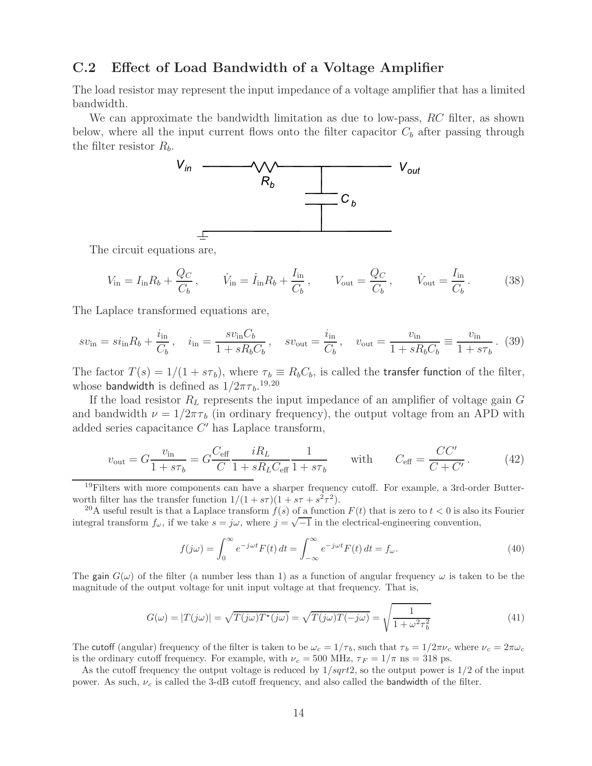## C.2 Effect of Load Bandwidth of a Voltage Amplifier

The load resistor may represent the input impedance of a voltage amplifier that has a limited bandwidth.

We can approximate the bandwidth limitation as due to low-pass, $RC$ filter, as shown below, where all the input current flows onto the filter capacitor $C_b$ after passing through the filter resistor $R_b$.

The circuit equations are,

$$V_{\rm in} = I_{\rm in} R_b + \frac{Q_C}{C_b}, \qquad \dot{V}_{\rm in} = \dot{I}_{\rm in} R_b + \frac{I_{\rm in}}{C_b}, \qquad V_{\rm out} = \frac{Q_C}{C_b}, \qquad \dot{V}_{\rm out} = \frac{I_{\rm in}}{C_b}. \tag{38}$$

The Laplace transformed equations are,

$$s v_{\rm in} = s i_{\rm in} R_b + \frac{i_{\rm in}}{C_b}, \quad i_{\rm in} = \frac{s v_{\rm in} C_b}{1 + s R_b C_b}, \quad s v_{\rm out} = \frac{i_{\rm in}}{C_b}, \quad v_{\rm out} = \frac{v_{\rm in}}{1 + s R_b C_b} \equiv \frac{v_{\rm in}}{1 + s\tau_b}. \tag{39}$$

The factor $T(s) = 1/(1 + s\tau_b)$, where $\tau_b \equiv R_b C_b$, is called the transfer function of the filter, whose bandwidth is defined as $1/2\pi\tau_b$.[19,20]

If the load resistor $R_L$ represents the input impedance of an amplifier of voltage gain $G$ and bandwidth $\nu = 1/2\pi\tau_b$ (in ordinary frequency), the output voltage from an APD with added series capacitance $C'$ has Laplace transform,

$$v_{\rm out} = G \frac{v_{\rm in}}{1 + s\tau_b} = G \frac{C_{\rm eff}}{C} \frac{i R_L}{1 + s R_L C_{\rm eff}} \frac{1}{1 + s\tau_b} \qquad \text{with} \qquad C_{\rm eff} = \frac{CC'}{C + C'}. \tag{42}$$

---

[19] Filters with more components can have a sharper frequency cutoff. For example, a 3rd-order Butterworth filter has the transfer function $1/(1 + s\tau)(1 + s\tau + s^2\tau^2)$.

[20] A useful result is that a Laplace transform $f(s)$ of a function $F(t)$ that is zero to $t < 0$ is also its Fourier integral transform $f_\omega$, if we take $s = j\omega$, where $j = \sqrt{-1}$ in the electrical-engineering convention,

$$f(j\omega) = \int_0^\infty e^{-j\omega t} F(t)\, dt = \int_{-\infty}^\infty e^{-j\omega t} F(t)\, dt = f_\omega. \tag{40}$$

The gain $G(\omega)$ of the filter (a number less than 1) as a function of angular frequency $\omega$ is taken to be the magnitude of the output voltage for unit input voltage at that frequency. That is,

$$G(\omega) = |T(j\omega)| = \sqrt{T(j\omega) T^\star(j\omega)} = \sqrt{T(j\omega) T(-j\omega)} = \sqrt{\frac{1}{1 + \omega^2 \tau_b^2}} \tag{41}$$

The cutoff (angular) frequency of the filter is taken to be $\omega_c = 1/\tau_b$, such that $\tau_b = 1/2\pi\nu_c$ where $\nu_c = 2\pi\omega_c$ is the ordinary cutoff frequency. For example, with $\nu_c = 500$ MHz, $\tau_F = 1/\pi$ ns = 318 ps.

As the cutoff frequency the output voltage is reduced by $1/sqrt2$, so the output power is 1/2 of the input power. As such, $\nu_c$ is called the 3-dB cutoff frequency, and also called the bandwidth of the filter.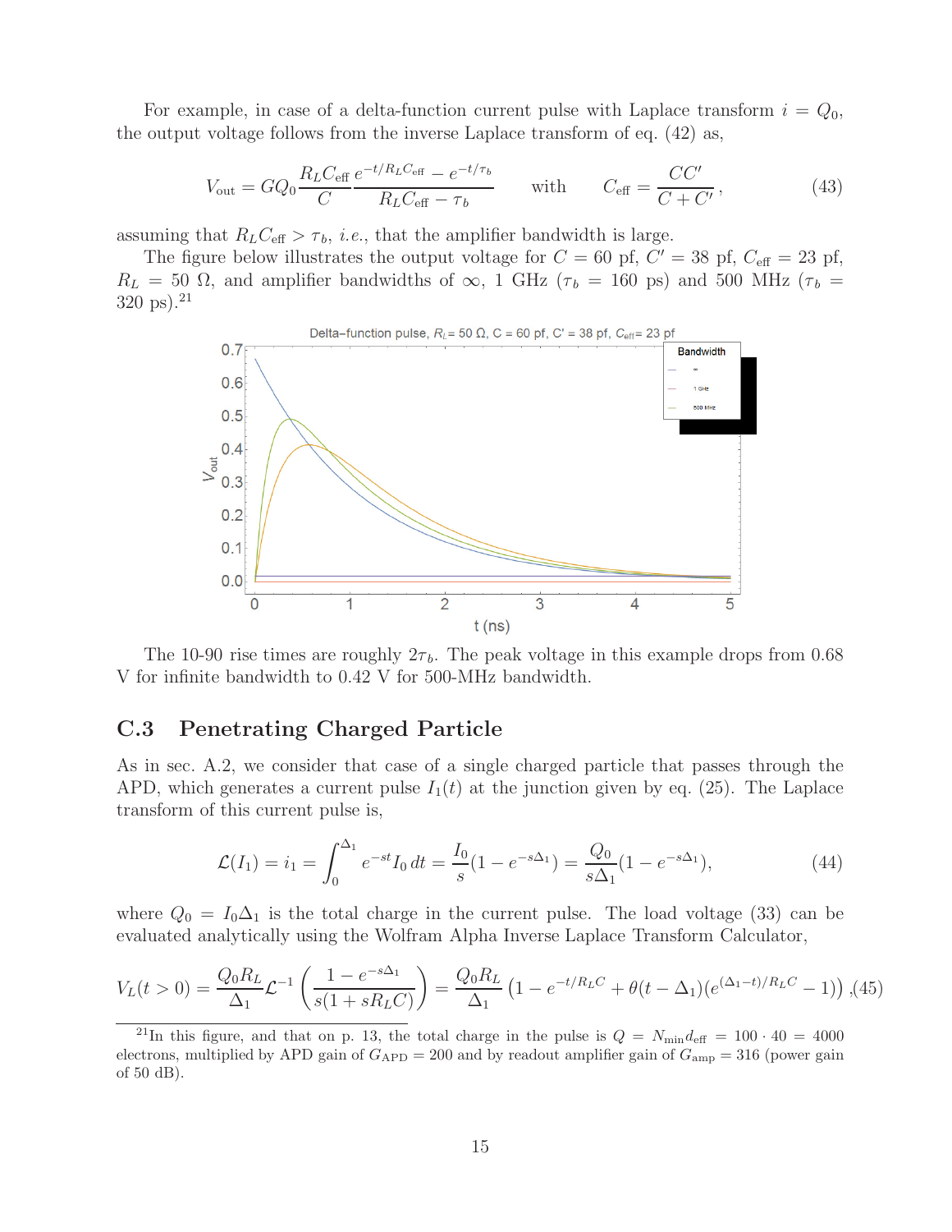For example, in case of a delta-function current pulse with Laplace transform $i = Q_0$, the output voltage follows from the inverse Laplace transform of eq. (42) as,

$$V_{\rm out} = G Q_0 \frac{R_L C_{\rm eff}}{C} \frac{e^{-t/R_L C_{\rm eff}} - e^{-t/\tau_b}}{R_L C_{\rm eff} - \tau_b} \qquad \text{with} \qquad C_{\rm eff} = \frac{C C'}{C + C'}, \tag{43}$$

assuming that $R_L C_{\rm eff} > \tau_b$, *i.e.*, that the amplifier bandwidth is large.

The figure below illustrates the output voltage for $C = 60$ pf, $C' = 38$ pf, $C_{\rm eff} = 23$ pf, $R_L = 50\ \Omega$, and amplifier bandwidths of $\infty$, 1 GHz ($\tau_b = 160$ ps) and 500 MHz ($\tau_b = 320$ ps).[21]

The 10-90 rise times are roughly $2\tau_b$. The peak voltage in this example drops from 0.68 V for infinite bandwidth to 0.42 V for 500-MHz bandwidth.

## C.3 Penetrating Charged Particle

As in sec. A.2, we consider that case of a single charged particle that passes through the APD, which generates a current pulse $I_1(t)$ at the junction given by eq. (25). The Laplace transform of this current pulse is,

$$\mathcal{L}(I_1) = i_1 = \int_0^{\Delta_1} e^{-st} I_0\, dt = \frac{I_0}{s}(1 - e^{-s\Delta_1}) = \frac{Q_0}{s\Delta_1}(1 - e^{-s\Delta_1}), \tag{44}$$

where $Q_0 = I_0 \Delta_1$ is the total charge in the current pulse. The load voltage (33) can be evaluated analytically using the Wolfram Alpha Inverse Laplace Transform Calculator,

$$V_L(t > 0) = \frac{Q_0 R_L}{\Delta_1} \mathcal{L}^{-1}\left(\frac{1 - e^{-s\Delta_1}}{s(1 + s R_L C)}\right) = \frac{Q_0 R_L}{\Delta_1}\left(1 - e^{-t/R_L C} + \theta(t - \Delta_1)(e^{(\Delta_1 - t)/R_L C} - 1)\right), \tag{45}$$

[21] In this figure, and that on p. 13, the total charge in the pulse is $Q = N_{\rm min} d_{\rm eff} = 100 \cdot 40 = 4000$ electrons, multiplied by APD gain of $G_{\rm APD} = 200$ and by readout amplifier gain of $G_{\rm amp} = 316$ (power gain of 50 dB).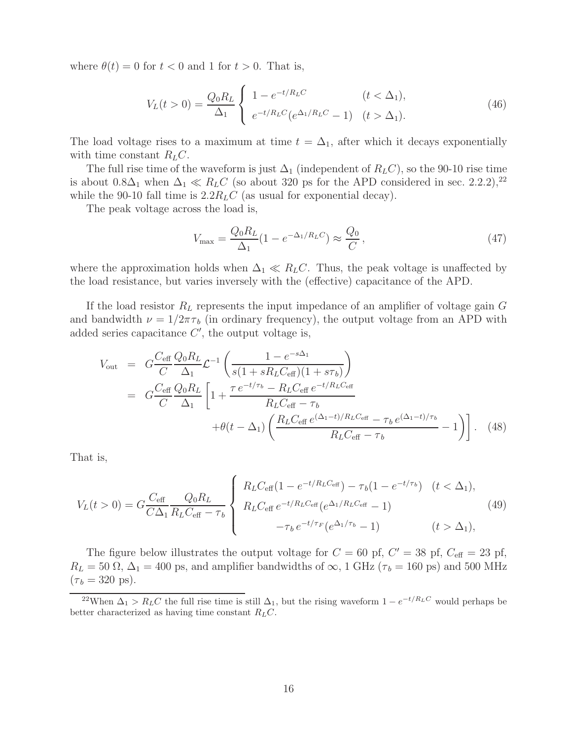where $\theta(t) = 0$ for $t < 0$ and 1 for $t > 0$. That is,

$$V_L(t > 0) = \frac{Q_0 R_L}{\Delta_1} \begin{cases} 1 - e^{-t/R_L C} & (t < \Delta_1), \\ e^{-t/R_L C}(e^{\Delta_1/R_L C} - 1) & (t > \Delta_1). \end{cases} \tag{46}$$

The load voltage rises to a maximum at time $t = \Delta_1$, after which it decays exponentially with time constant $R_L C$.

The full rise time of the waveform is just $\Delta_1$ (independent of $R_L C$), so the 90-10 rise time is about $0.8\Delta_1$ when $\Delta_1 \ll R_L C$ (so about 320 ps for the APD considered in sec. 2.2.2),[22] while the 90-10 fall time is $2.2 R_L C$ (as usual for exponential decay).

The peak voltage across the load is,

$$V_{\max} = \frac{Q_0 R_L}{\Delta_1}(1 - e^{-\Delta_1/R_L C}) \approx \frac{Q_0}{C}, \tag{47}$$

where the approximation holds when $\Delta_1 \ll R_L C$. Thus, the peak voltage is unaffected by the load resistance, but varies inversely with the (effective) capacitance of the APD.

If the load resistor $R_L$ represents the input impedance of an amplifier of voltage gain $G$ and bandwidth $\nu = 1/2\pi\tau_b$ (in ordinary frequency), the output voltage from an APD with added series capacitance $C'$, the output voltage is,

$$\begin{aligned} V_{\text{out}} &= G \frac{C_{\text{eff}}}{C} \frac{Q_0 R_L}{\Delta_1} \mathcal{L}^{-1}\left(\frac{1 - e^{-s\Delta_1}}{s(1 + s R_L C_{\text{eff}})(1 + s\tau_b)}\right) \\ &= G \frac{C_{\text{eff}}}{C} \frac{Q_0 R_L}{\Delta_1} \left[1 + \frac{\tau\, e^{-t/\tau_b} - R_L C_{\text{eff}}\, e^{-t/R_L C_{\text{eff}}}}{R_L C_{\text{eff}} - \tau_b} \right. \\ &\qquad \left. + \theta(t - \Delta_1)\left(\frac{R_L C_{\text{eff}}\, e^{(\Delta_1 - t)/R_L C_{\text{eff}}} - \tau_b\, e^{(\Delta_1 - t)/\tau_b}}{R_L C_{\text{eff}} - \tau_b} - 1\right)\right]. \end{aligned} \tag{48}$$

That is,

$$V_L(t > 0) = G \frac{C_{\text{eff}}}{C\Delta_1} \frac{Q_0 R_L}{R_L C_{\text{eff}} - \tau_b} \begin{cases} R_L C_{\text{eff}}(1 - e^{-t/R_L C_{\text{eff}}}) - \tau_b(1 - e^{-t/\tau_b}) & (t < \Delta_1), \\ R_L C_{\text{eff}}\, e^{-t/R_L C_{\text{eff}}}(e^{\Delta_1/R_L C_{\text{eff}}} - 1) & \\ \qquad - \tau_b\, e^{-t/\tau_F}(e^{\Delta_1/\tau_b} - 1) & (t > \Delta_1), \end{cases} \tag{49}$$

The figure below illustrates the output voltage for $C = 60$ pf, $C' = 38$ pf, $C_{\text{eff}} = 23$ pf, $R_L = 50\ \Omega$, $\Delta_1 = 400$ ps, and amplifier bandwidths of $\infty$, 1 GHz ($\tau_b = 160$ ps) and 500 MHz ($\tau_b = 320$ ps).

---

[22] When $\Delta_1 > R_L C$ the full rise time is still $\Delta_1$, but the rising waveform $1 - e^{-t/R_L C}$ would perhaps be better characterized as having time constant $R_L C$.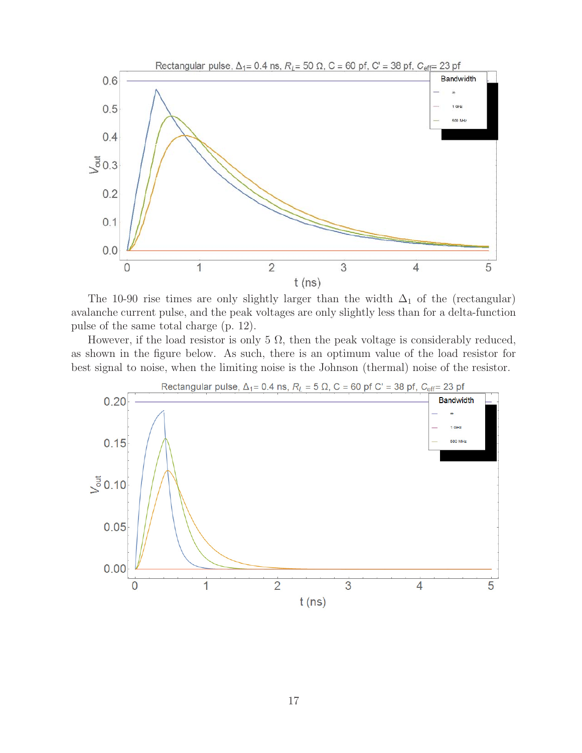The 10-90 rise times are only slightly larger than the width $\Delta_1$ of the (rectangular) avalanche current pulse, and the peak voltages are only slightly less than for a delta-function pulse of the same total charge (p. 12).

However, if the load resistor is only 5 $\Omega$, then the peak voltage is considerably reduced, as shown in the figure below. As such, there is an optimum value of the load resistor for best signal to noise, when the limiting noise is the Johnson (thermal) noise of the resistor.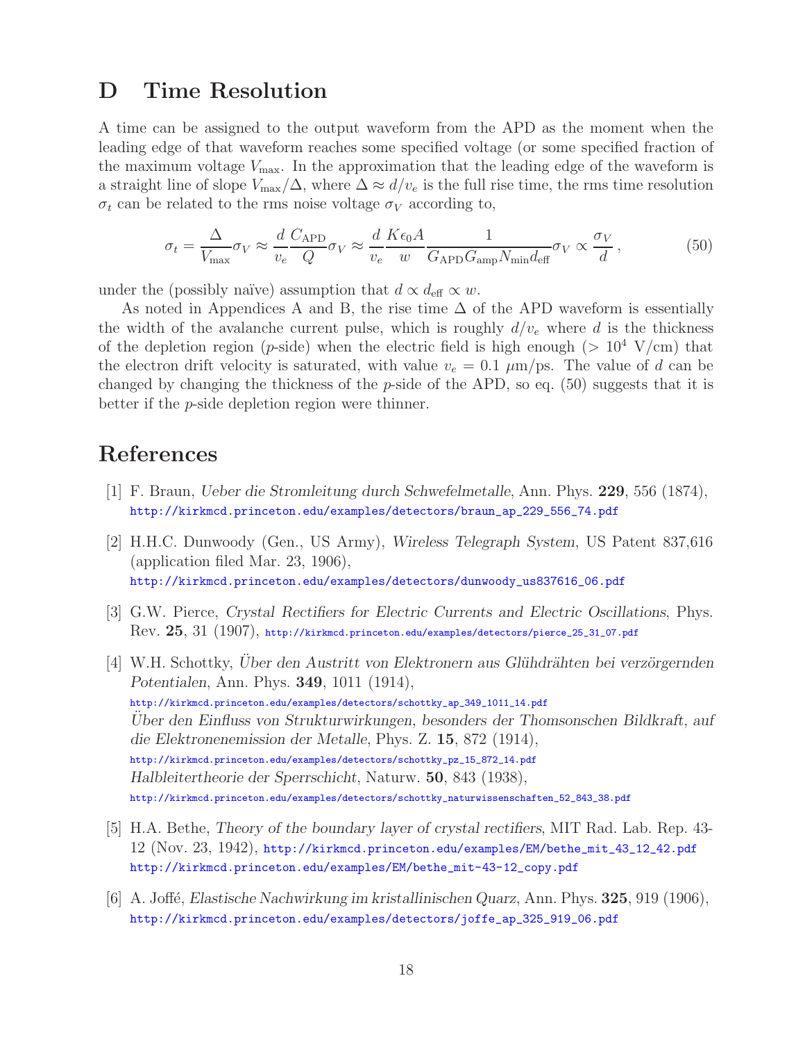## D Time Resolution

A time can be assigned to the output waveform from the APD as the moment when the leading edge of that waveform reaches some specified voltage (or some specified fraction of the maximum voltage $V_{\rm max}$. In the approximation that the leading edge of the waveform is a straight line of slope $V_{\rm max}/\Delta$, where $\Delta \approx d/v_e$ is the full rise time, the rms time resolution $\sigma_t$ can be related to the rms noise voltage $\sigma_V$ according to,

$$\sigma_t = \frac{\Delta}{V_{\rm max}} \sigma_V \approx \frac{d}{v_e} \frac{C_{\rm APD}}{Q} \sigma_V \approx \frac{d}{v_e} \frac{K \epsilon_0 A}{w} \frac{1}{G_{\rm APD} G_{\rm amp} N_{\rm min} d_{\rm eff}} \sigma_V \propto \frac{\sigma_V}{d} \,, \tag{50}$$

under the (possibly naïve) assumption that $d \propto d_{\rm eff} \propto w$.

As noted in Appendices A and B, the rise time $\Delta$ of the APD waveform is essentially the width of the avalanche current pulse, which is roughly $d/v_e$ where $d$ is the thickness of the depletion region ($p$-side) when the electric field is high enough ($> 10^4$ V/cm) that the electron drift velocity is saturated, with value $v_e = 0.1$ $\mu$m/ps. The value of $d$ can be changed by changing the thickness of the $p$-side of the APD, so eq. (50) suggests that it is better if the $p$-side depletion region were thinner.

## References

[1] F. Braun, *Ueber die Stromleitung durch Schwefelmetalle*, Ann. Phys. **229**, 556 (1874), http://kirkmcd.princeton.edu/examples/detectors/braun_ap_229_556_74.pdf

[2] H.H.C. Dunwoody (Gen., US Army), *Wireless Telegraph System*, US Patent 837,616 (application filed Mar. 23, 1906), http://kirkmcd.princeton.edu/examples/detectors/dunwoody_us837616_06.pdf

[3] G.W. Pierce, *Crystal Rectifiers for Electric Currents and Electric Oscillations*, Phys. Rev. **25**, 31 (1907), http://kirkmcd.princeton.edu/examples/detectors/pierce_25_31_07.pdf

[4] W.H. Schottky, *Über den Austritt von Elektronern aus Glühdrähten bei verzörgernden Potentialen*, Ann. Phys. **349**, 1011 (1914), http://kirkmcd.princeton.edu/examples/detectors/schottky_ap_349_1011_14.pdf
*Über den Einfluss von Strukturwirkungen, besonders der Thomsonschen Bildkraft, auf die Elektronenemission der Metalle*, Phys. Z. **15**, 872 (1914), http://kirkmcd.princeton.edu/examples/detectors/schottky_pz_15_872_14.pdf
*Halbleitertheorie der Sperrschicht*, Naturw. **50**, 843 (1938), http://kirkmcd.princeton.edu/examples/detectors/schottky_naturwissenschaften_52_843_38.pdf

[5] H.A. Bethe, *Theory of the boundary layer of crystal rectifiers*, MIT Rad. Lab. Rep. 43-12 (Nov. 23, 1942), http://kirkmcd.princeton.edu/examples/EM/bethe_mit_43_12_42.pdf
http://kirkmcd.princeton.edu/examples/EM/bethe_mit-43-12_copy.pdf

[6] A. Joffé, *Elastische Nachwirkung im kristallinischen Quarz*, Ann. Phys. **325**, 919 (1906), http://kirkmcd.princeton.edu/examples/detectors/joffe_ap_325_919_06.pdf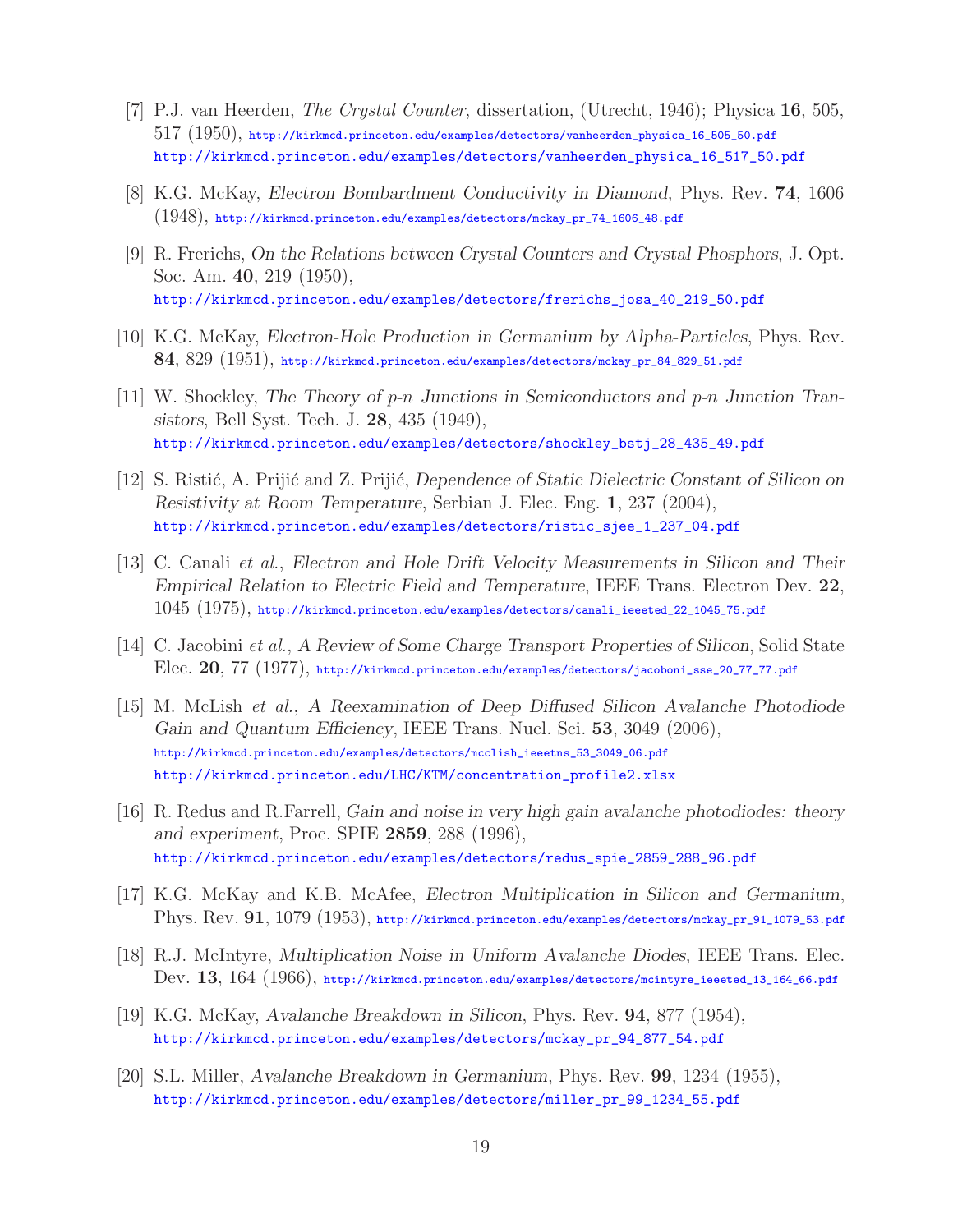[7] P.J. van Heerden, *The Crystal Counter*, dissertation, (Utrecht, 1946); Physica **16**, 505, 517 (1950), http://kirkmcd.princeton.edu/examples/detectors/vanheerden_physica_16_505_50.pdf http://kirkmcd.princeton.edu/examples/detectors/vanheerden_physica_16_517_50.pdf

[8] K.G. McKay, *Electron Bombardment Conductivity in Diamond*, Phys. Rev. **74**, 1606 (1948), http://kirkmcd.princeton.edu/examples/detectors/mckay_pr_74_1606_48.pdf

[9] R. Frerichs, *On the Relations between Crystal Counters and Crystal Phosphors*, J. Opt. Soc. Am. **40**, 219 (1950), http://kirkmcd.princeton.edu/examples/detectors/frerichs_josa_40_219_50.pdf

[10] K.G. McKay, *Electron-Hole Production in Germanium by Alpha-Particles*, Phys. Rev. **84**, 829 (1951), http://kirkmcd.princeton.edu/examples/detectors/mckay_pr_84_829_51.pdf

[11] W. Shockley, *The Theory of p-n Junctions in Semiconductors and p-n Junction Transistors*, Bell Syst. Tech. J. **28**, 435 (1949), http://kirkmcd.princeton.edu/examples/detectors/shockley_bstj_28_435_49.pdf

[12] S. Ristić, A. Prijić and Z. Prijić, *Dependence of Static Dielectric Constant of Silicon on Resistivity at Room Temperature*, Serbian J. Elec. Eng. **1**, 237 (2004), http://kirkmcd.princeton.edu/examples/detectors/ristic_sjee_1_237_04.pdf

[13] C. Canali *et al.*, *Electron and Hole Drift Velocity Measurements in Silicon and Their Empirical Relation to Electric Field and Temperature*, IEEE Trans. Electron Dev. **22**, 1045 (1975), http://kirkmcd.princeton.edu/examples/detectors/canali_ieeeted_22_1045_75.pdf

[14] C. Jacobini *et al.*, *A Review of Some Charge Transport Properties of Silicon*, Solid State Elec. **20**, 77 (1977), http://kirkmcd.princeton.edu/examples/detectors/jacoboni_sse_20_77_77.pdf

[15] M. McLish *et al.*, *A Reexamination of Deep Diffused Silicon Avalanche Photodiode Gain and Quantum Efficiency*, IEEE Trans. Nucl. Sci. **53**, 3049 (2006), http://kirkmcd.princeton.edu/examples/detectors/mcclish_ieeetns_53_3049_06.pdf http://kirkmcd.princeton.edu/LHC/KTM/concentration_profile2.xlsx

[16] R. Redus and R.Farrell, *Gain and noise in very high gain avalanche photodiodes: theory and experiment*, Proc. SPIE **2859**, 288 (1996), http://kirkmcd.princeton.edu/examples/detectors/redus_spie_2859_288_96.pdf

[17] K.G. McKay and K.B. McAfee, *Electron Multiplication in Silicon and Germanium*, Phys. Rev. **91**, 1079 (1953), http://kirkmcd.princeton.edu/examples/detectors/mckay_pr_91_1079_53.pdf

[18] R.J. McIntyre, *Multiplication Noise in Uniform Avalanche Diodes*, IEEE Trans. Elec. Dev. **13**, 164 (1966), http://kirkmcd.princeton.edu/examples/detectors/mcintyre_ieeeted_13_164_66.pdf

[19] K.G. McKay, *Avalanche Breakdown in Silicon*, Phys. Rev. **94**, 877 (1954), http://kirkmcd.princeton.edu/examples/detectors/mckay_pr_94_877_54.pdf

[20] S.L. Miller, *Avalanche Breakdown in Germanium*, Phys. Rev. **99**, 1234 (1955), http://kirkmcd.princeton.edu/examples/detectors/miller_pr_99_1234_55.pdf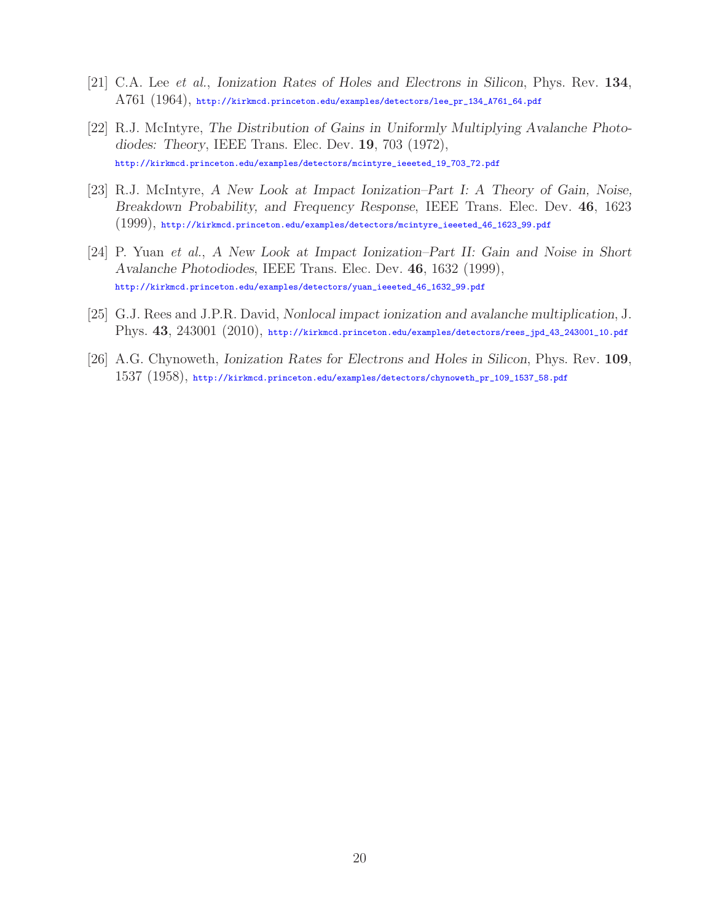[21] C.A. Lee *et al.*, *Ionization Rates of Holes and Electrons in Silicon*, Phys. Rev. **134**, A761 (1964), http://kirkmcd.princeton.edu/examples/detectors/lee_pr_134_A761_64.pdf

[22] R.J. McIntyre, *The Distribution of Gains in Uniformly Multiplying Avalanche Photodiodes: Theory*, IEEE Trans. Elec. Dev. **19**, 703 (1972), http://kirkmcd.princeton.edu/examples/detectors/mcintyre_ieeeted_19_703_72.pdf

[23] R.J. McIntyre, *A New Look at Impact Ionization–Part I: A Theory of Gain, Noise, Breakdown Probability, and Frequency Response*, IEEE Trans. Elec. Dev. **46**, 1623 (1999), http://kirkmcd.princeton.edu/examples/detectors/mcintyre_ieeeted_46_1623_99.pdf

[24] P. Yuan *et al.*, *A New Look at Impact Ionization–Part II: Gain and Noise in Short Avalanche Photodiodes*, IEEE Trans. Elec. Dev. **46**, 1632 (1999), http://kirkmcd.princeton.edu/examples/detectors/yuan_ieeeted_46_1632_99.pdf

[25] G.J. Rees and J.P.R. David, *Nonlocal impact ionization and avalanche multiplication*, J. Phys. **43**, 243001 (2010), http://kirkmcd.princeton.edu/examples/detectors/rees_jpd_43_243001_10.pdf

[26] A.G. Chynoweth, *Ionization Rates for Electrons and Holes in Silicon*, Phys. Rev. **109**, 1537 (1958), http://kirkmcd.princeton.edu/examples/detectors/chynoweth_pr_109_1537_58.pdf